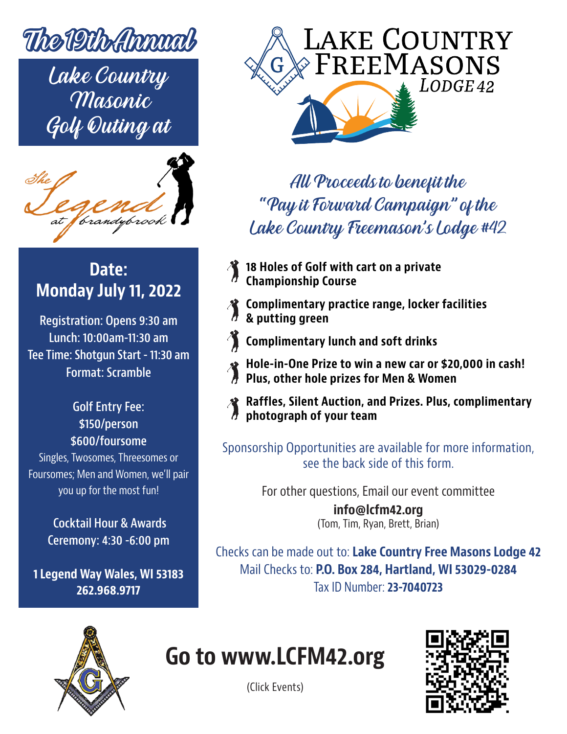# The 19th Annual

## Lake Country Masonic Golf Outing at

The Legend at Brandybrook

## Date: Monday July 11, 2022

Registration: Opens 9:30 am
Lunch: 10:00am-11:30 am
Tee Time: Shotgun Start - 11:30 am
Format: Scramble

Golf Entry Fee:
$150/person
$600/foursome
Singles, Twosomes, Threesomes or Foursomes; Men and Women, we'll pair you up for the most fun!

Cocktail Hour & Awards Ceremony: 4:30 -6:00 pm

**1 Legend Way Wales, WI 53183**
**262.968.9717**

# Lake Country FreeMasons Lodge 42

*All Proceeds to benefit the "Pay it Forward Campaign" of the Lake Country Freemason's Lodge #42*

- **18 Holes of Golf with cart on a private Championship Course**
- **Complimentary practice range, locker facilities & putting green**
- **Complimentary lunch and soft drinks**
- **Hole-in-One Prize to win a new car or $20,000 in cash! Plus, other hole prizes for Men & Women**
- **Raffles, Silent Auction, and Prizes. Plus, complimentary photograph of your team**

Sponsorship Opportunities are available for more information, see the back side of this form.

For other questions, Email our event committee
**info@lcfm42.org**
(Tom, Tim, Ryan, Brett, Brian)

Checks can be made out to: **Lake Country Free Masons Lodge 42**
Mail Checks to: **P.O. Box 284, Hartland, WI 53029-0284**
Tax ID Number: **23-7040723**

# Go to www.LCFM42.org

(Click Events)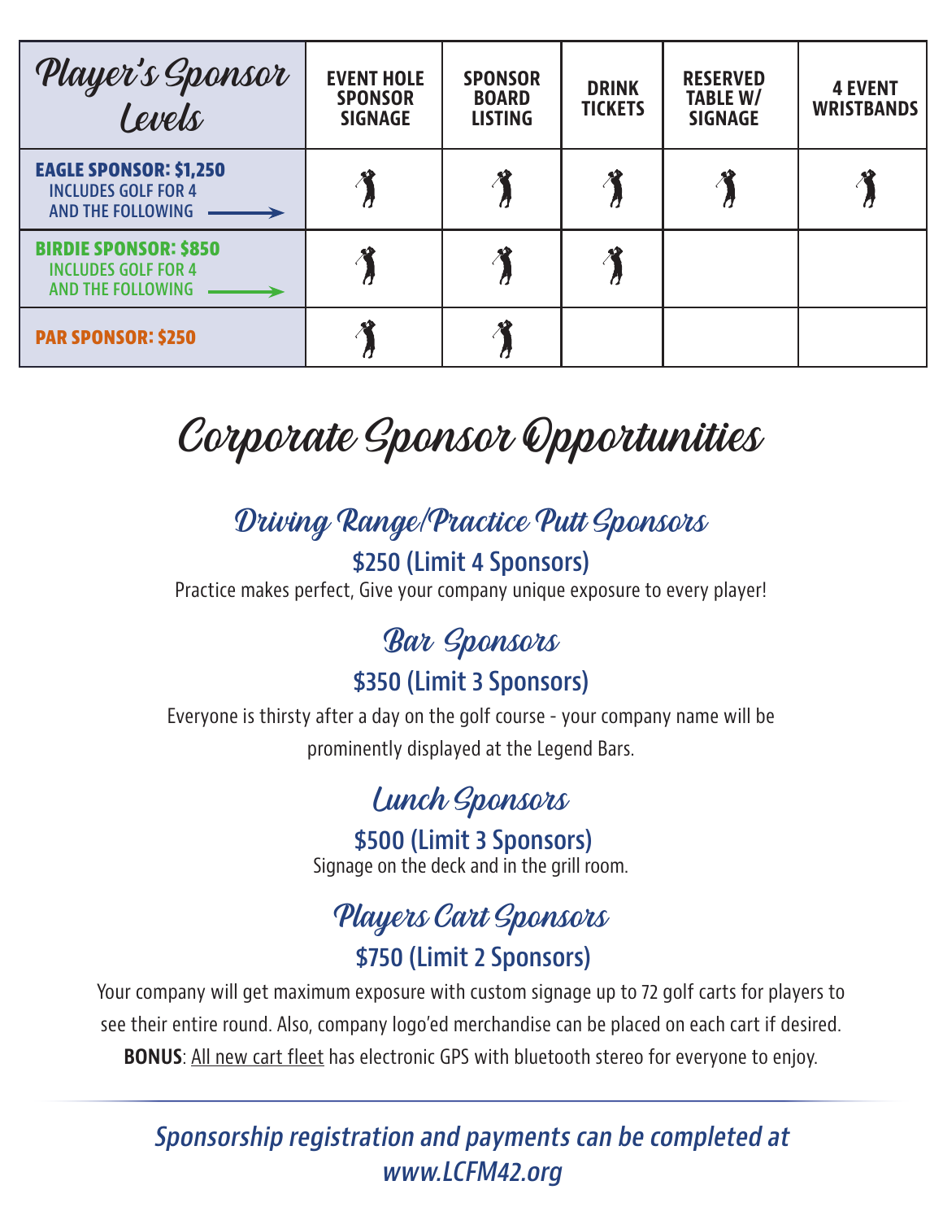| Player's Sponsor Levels | EVENT HOLE SPONSOR SIGNAGE | SPONSOR BOARD LISTING | DRINK TICKETS | RESERVED TABLE W/ SIGNAGE | 4 EVENT WRISTBANDS |
|---|---|---|---|---|---|
| **EAGLE SPONSOR: $1,250** INCLUDES GOLF FOR 4 AND THE FOLLOWING → | ✓ | ✓ | ✓ | ✓ | ✓ |
| **BIRDIE SPONSOR: $850** INCLUDES GOLF FOR 4 AND THE FOLLOWING → | ✓ | ✓ | ✓ | | |
| **PAR SPONSOR: $250** | ✓ | ✓ | | | |

# Corporate Sponsor Opportunities

## Driving Range/Practice Putt Sponsors

### $250 (Limit 4 Sponsors)

Practice makes perfect, Give your company unique exposure to every player!

## Bar Sponsors

### $350 (Limit 3 Sponsors)

Everyone is thirsty after a day on the golf course - your company name will be prominently displayed at the Legend Bars.

## Lunch Sponsors

### $500 (Limit 3 Sponsors)

Signage on the deck and in the grill room.

## Players Cart Sponsors

### $750 (Limit 2 Sponsors)

Your company will get maximum exposure with custom signage up to 72 golf carts for players to see their entire round. Also, company logo'ed merchandise can be placed on each cart if desired. **BONUS**: All new cart fleet has electronic GPS with bluetooth stereo for everyone to enjoy.

---

*Sponsorship registration and payments can be completed at www.LCFM42.org*